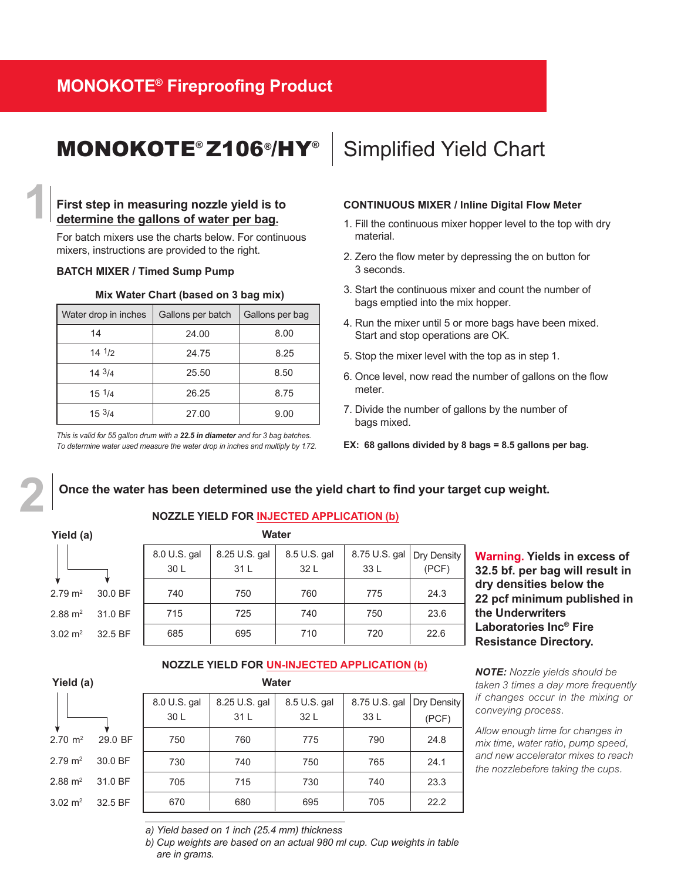## MONOKOTE® Fireproofing Product

# MONOKOTE® Z106®/HY® | Simplified Yield Chart

## 1

### First step in measuring nozzle yield is to determine the gallons of water per bag.

For batch mixers use the charts below. For continuous mixers, instructions are provided to the right.

**BATCH MIXER / Timed Sump Pump**

**Mix Water Chart (based on 3 bag mix)**

| Water drop in inches | Gallons per batch | Gallons per bag |
|---|---|---|
| 14 | 24.00 | 8.00 |
| 14 1/2 | 24.75 | 8.25 |
| 14 3/4 | 25.50 | 8.50 |
| 15 1/4 | 26.25 | 8.75 |
| 15 3/4 | 27.00 | 9.00 |

*This is valid for 55 gallon drum with a **22.5 in diameter** and for 3 bag batches.*
*To determine water used measure the water drop in inches and multiply by 1.72.*

**CONTINUOUS MIXER / Inline Digital Flow Meter**

1. Fill the continuous mixer hopper level to the top with dry material.
2. Zero the flow meter by depressing the on button for 3 seconds.
3. Start the continuous mixer and count the number of bags emptied into the mix hopper.
4. Run the mixer until 5 or more bags have been mixed. Start and stop operations are OK.
5. Stop the mixer level with the top as in step 1.
6. Once level, now read the number of gallons on the flow meter.
7. Divide the number of gallons by the number of bags mixed.

**EX: 68 gallons divided by 8 bags = 8.5 gallons per bag.**

## 2

### Once the water has been determined use the yield chart to find your target cup weight.

**NOZZLE YIELD FOR INJECTED APPLICATION (b)**

| Yield (a) | | Water: 8.0 U.S. gal 30 L | 8.25 U.S. gal 31 L | 8.5 U.S. gal 32 L | 8.75 U.S. gal 33 L | Dry Density (PCF) |
|---|---|---|---|---|---|---|
| 2.79 m² | 30.0 BF | 740 | 750 | 760 | 775 | 24.3 |
| 2.88 m² | 31.0 BF | 715 | 725 | 740 | 750 | 23.6 |
| 3.02 m² | 32.5 BF | 685 | 695 | 710 | 720 | 22.6 |

**NOZZLE YIELD FOR UN-INJECTED APPLICATION (b)**

| Yield (a) | | Water: 8.0 U.S. gal 30 L | 8.25 U.S. gal 31 L | 8.5 U.S. gal 32 L | 8.75 U.S. gal 33 L | Dry Density (PCF) |
|---|---|---|---|---|---|---|
| 2.70 m² | 29.0 BF | 750 | 760 | 775 | 790 | 24.8 |
| 2.79 m² | 30.0 BF | 730 | 740 | 750 | 765 | 24.1 |
| 2.88 m² | 31.0 BF | 705 | 715 | 730 | 740 | 23.3 |
| 3.02 m² | 32.5 BF | 670 | 680 | 695 | 705 | 22.2 |

*a) Yield based on 1 inch (25.4 mm) thickness*
*b) Cup weights are based on an actual 980 ml cup. Cup weights in table are in grams.*

**Warning. Yields in excess of 32.5 bf. per bag will result in dry densities below the 22 pcf minimum published in the Underwriters Laboratories Inc® Fire Resistance Directory.**

***NOTE:*** *Nozzle yields should be taken 3 times a day more frequently if changes occur in the mixing or conveying process.*

*Allow enough time for changes in mix time, water ratio, pump speed, and new accelerator mixes to reach the nozzlebefore taking the cups.*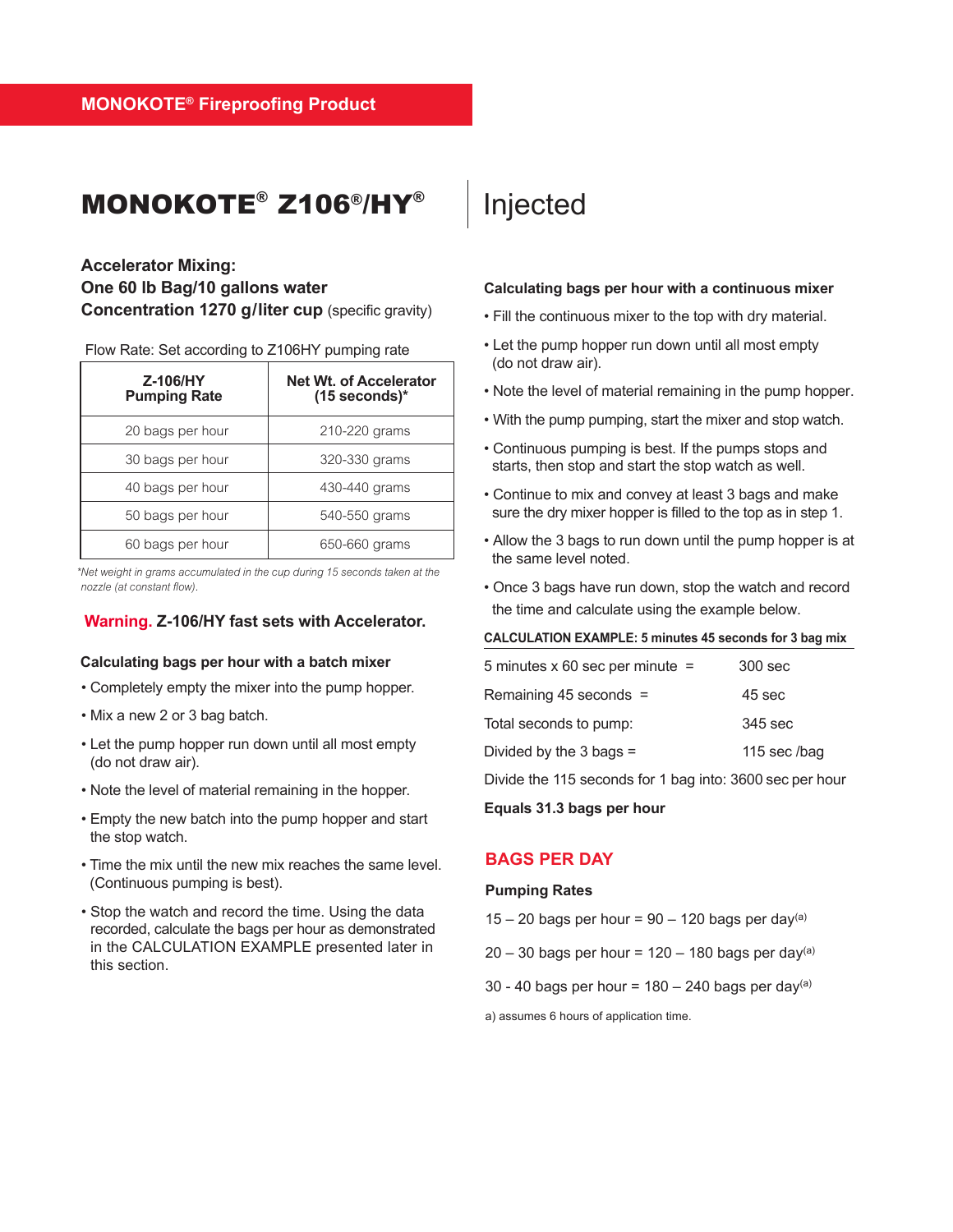MONOKOTE® Fireproofing Product

# MONOKOTE® Z106®/HY® | Injected

**Accelerator Mixing:**
**One 60 lb Bag/10 gallons water**
**Concentration 1270 g/liter cup** (specific gravity)

Flow Rate: Set according to Z106HY pumping rate

| Z-106/HY Pumping Rate | Net Wt. of Accelerator (15 seconds)* |
|---|---|
| 20 bags per hour | 210-220 grams |
| 30 bags per hour | 320-330 grams |
| 40 bags per hour | 430-440 grams |
| 50 bags per hour | 540-550 grams |
| 60 bags per hour | 650-660 grams |

*\*Net weight in grams accumulated in the cup during 15 seconds taken at the nozzle (at constant flow).*

**Warning. Z-106/HY fast sets with Accelerator.**

**Calculating bags per hour with a batch mixer**

- Completely empty the mixer into the pump hopper.
- Mix a new 2 or 3 bag batch.
- Let the pump hopper run down until all most empty (do not draw air).
- Note the level of material remaining in the hopper.
- Empty the new batch into the pump hopper and start the stop watch.
- Time the mix until the new mix reaches the same level. (Continuous pumping is best).
- Stop the watch and record the time. Using the data recorded, calculate the bags per hour as demonstrated in the CALCULATION EXAMPLE presented later in this section.

**Calculating bags per hour with a continuous mixer**

- Fill the continuous mixer to the top with dry material.
- Let the pump hopper run down until all most empty (do not draw air).
- Note the level of material remaining in the pump hopper.
- With the pump pumping, start the mixer and stop watch.
- Continuous pumping is best. If the pumps stops and starts, then stop and start the stop watch as well.
- Continue to mix and convey at least 3 bags and make sure the dry mixer hopper is filled to the top as in step 1.
- Allow the 3 bags to run down until the pump hopper is at the same level noted.
- Once 3 bags have run down, stop the watch and record the time and calculate using the example below.

**CALCULATION EXAMPLE: 5 minutes 45 seconds for 3 bag mix**

| | |
|---|---|
| 5 minutes x 60 sec per minute = | 300 sec |
| Remaining 45 seconds = | 45 sec |
| Total seconds to pump: | 345 sec |
| Divided by the 3 bags = | 115 sec /bag |

Divide the 115 seconds for 1 bag into: 3600 sec per hour

**Equals 31.3 bags per hour**

## BAGS PER DAY

**Pumping Rates**

15 – 20 bags per hour = 90 – 120 bags per day[a]

20 – 30 bags per hour = 120 – 180 bags per day[a]

30 - 40 bags per hour = 180 – 240 bags per day[a]

a) assumes 6 hours of application time.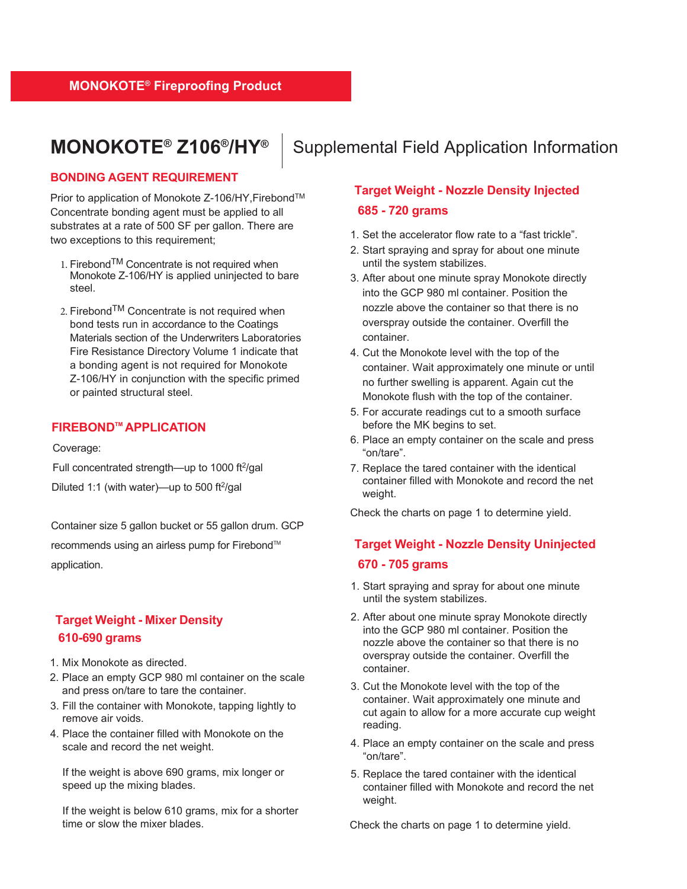MONOKOTE® Fireproofing Product

# MONOKOTE® Z106®/HY® | Supplemental Field Application Information

## BONDING AGENT REQUIREMENT

Prior to application of Monokote Z-106/HY,Firebond™ Concentrate bonding agent must be applied to all substrates at a rate of 500 SF per gallon. There are two exceptions to this requirement;

1. Firebond™ Concentrate is not required when Monokote Z-106/HY is applied uninjected to bare steel.
2. Firebond™ Concentrate is not required when bond tests run in accordance to the Coatings Materials section of the Underwriters Laboratories Fire Resistance Directory Volume 1 indicate that a bonding agent is not required for Monokote Z-106/HY in conjunction with the specific primed or painted structural steel.

## FIREBOND™ APPLICATION

Coverage:

Full concentrated strength—up to 1000 $ft^2$/gal

Diluted 1:1 (with water)—up to 500 $ft^2$/gal

Container size 5 gallon bucket or 55 gallon drum. GCP recommends using an airless pump for Firebond™ application.

## Target Weight - Mixer Density 610-690 grams

1. Mix Monokote as directed.
2. Place an empty GCP 980 ml container on the scale and press on/tare to tare the container.
3. Fill the container with Monokote, tapping lightly to remove air voids.
4. Place the container filled with Monokote on the scale and record the net weight.

   If the weight is above 690 grams, mix longer or speed up the mixing blades.

   If the weight is below 610 grams, mix for a shorter time or slow the mixer blades.

## Target Weight - Nozzle Density Injected 685 - 720 grams

1. Set the accelerator flow rate to a “fast trickle”.
2. Start spraying and spray for about one minute until the system stabilizes.
3. After about one minute spray Monokote directly into the GCP 980 ml container. Position the nozzle above the container so that there is no overspray outside the container. Overfill the container.
4. Cut the Monokote level with the top of the container. Wait approximately one minute or until no further swelling is apparent. Again cut the Monokote flush with the top of the container.
5. For accurate readings cut to a smooth surface before the MK begins to set.
6. Place an empty container on the scale and press “on/tare”.
7. Replace the tared container with the identical container filled with Monokote and record the net weight.

Check the charts on page 1 to determine yield.

## Target Weight - Nozzle Density Uninjected 670 - 705 grams

1. Start spraying and spray for about one minute until the system stabilizes.
2. After about one minute spray Monokote directly into the GCP 980 ml container. Position the nozzle above the container so that there is no overspray outside the container. Overfill the container.
3. Cut the Monokote level with the top of the container. Wait approximately one minute and cut again to allow for a more accurate cup weight reading.
4. Place an empty container on the scale and press “on/tare”.
5. Replace the tared container with the identical container filled with Monokote and record the net weight.

Check the charts on page 1 to determine yield.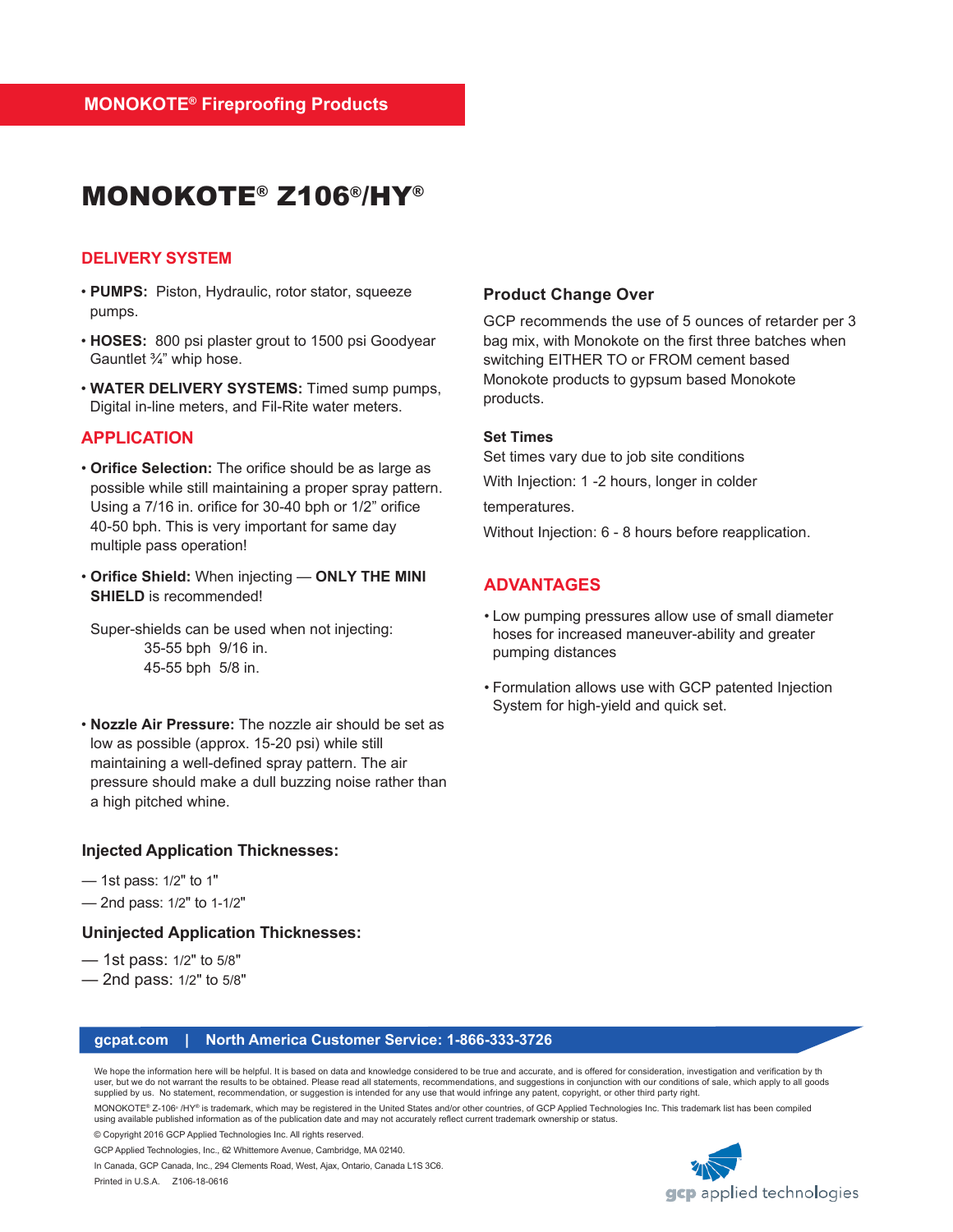MONOKOTE® Fireproofing Products

# MONOKOTE® Z106®/HY®

## DELIVERY SYSTEM

- **PUMPS:** Piston, Hydraulic, rotor stator, squeeze pumps.
- **HOSES:** 800 psi plaster grout to 1500 psi Goodyear Gauntlet ¾" whip hose.
- **WATER DELIVERY SYSTEMS:** Timed sump pumps, Digital in-line meters, and Fil-Rite water meters.

## APPLICATION

- **Orifice Selection:** The orifice should be as large as possible while still maintaining a proper spray pattern. Using a 7/16 in. orifice for 30-40 bph or 1/2" orifice 40-50 bph. This is very important for same day multiple pass operation!
- **Orifice Shield:** When injecting — **ONLY THE MINI SHIELD** is recommended!

  Super-shields can be used when not injecting:
  35-55 bph 9/16 in.
  45-55 bph 5/8 in.

- **Nozzle Air Pressure:** The nozzle air should be set as low as possible (approx. 15-20 psi) while still maintaining a well-defined spray pattern. The air pressure should make a dull buzzing noise rather than a high pitched whine.

### Injected Application Thicknesses:

— 1st pass: 1/2" to 1"
— 2nd pass: 1/2" to 1-1/2"

### Uninjected Application Thicknesses:

— 1st pass: 1/2" to 5/8"
— 2nd pass: 1/2" to 5/8"

### Product Change Over

GCP recommends the use of 5 ounces of retarder per 3 bag mix, with Monokote on the first three batches when switching EITHER TO or FROM cement based Monokote products to gypsum based Monokote products.

### Set Times

Set times vary due to job site conditions

With Injection: 1 -2 hours, longer in colder temperatures.

Without Injection: 6 - 8 hours before reapplication.

## ADVANTAGES

- Low pumping pressures allow use of small diameter hoses for increased maneuver-ability and greater pumping distances
- Formulation allows use with GCP patented Injection System for high-yield and quick set.

**gcpat.com | North America Customer Service: 1-866-333-3726**

We hope the information here will be helpful. It is based on data and knowledge considered to be true and accurate, and is offered for consideration, investigation and verification by th user, but we do not warrant the results to be obtained. Please read all statements, recommendations, and suggestions in conjunction with our conditions of sale, which apply to all goods supplied by us. No statement, recommendation, or suggestion is intended for any use that would infringe any patent, copyright, or other third party right.

MONOKOTE® Z-106® /HY® is trademark, which may be registered in the United States and/or other countries, of GCP Applied Technologies Inc. This trademark list has been compiled using available published information as of the publication date and may not accurately reflect current trademark ownership or status.

© Copyright 2016 GCP Applied Technologies Inc. All rights reserved.

GCP Applied Technologies, Inc., 62 Whittemore Avenue, Cambridge, MA 02140.

In Canada, GCP Canada, Inc., 294 Clements Road, West, Ajax, Ontario, Canada L1S 3C6.

Printed in U.S.A. Z106-18-0616

gcp applied technologies